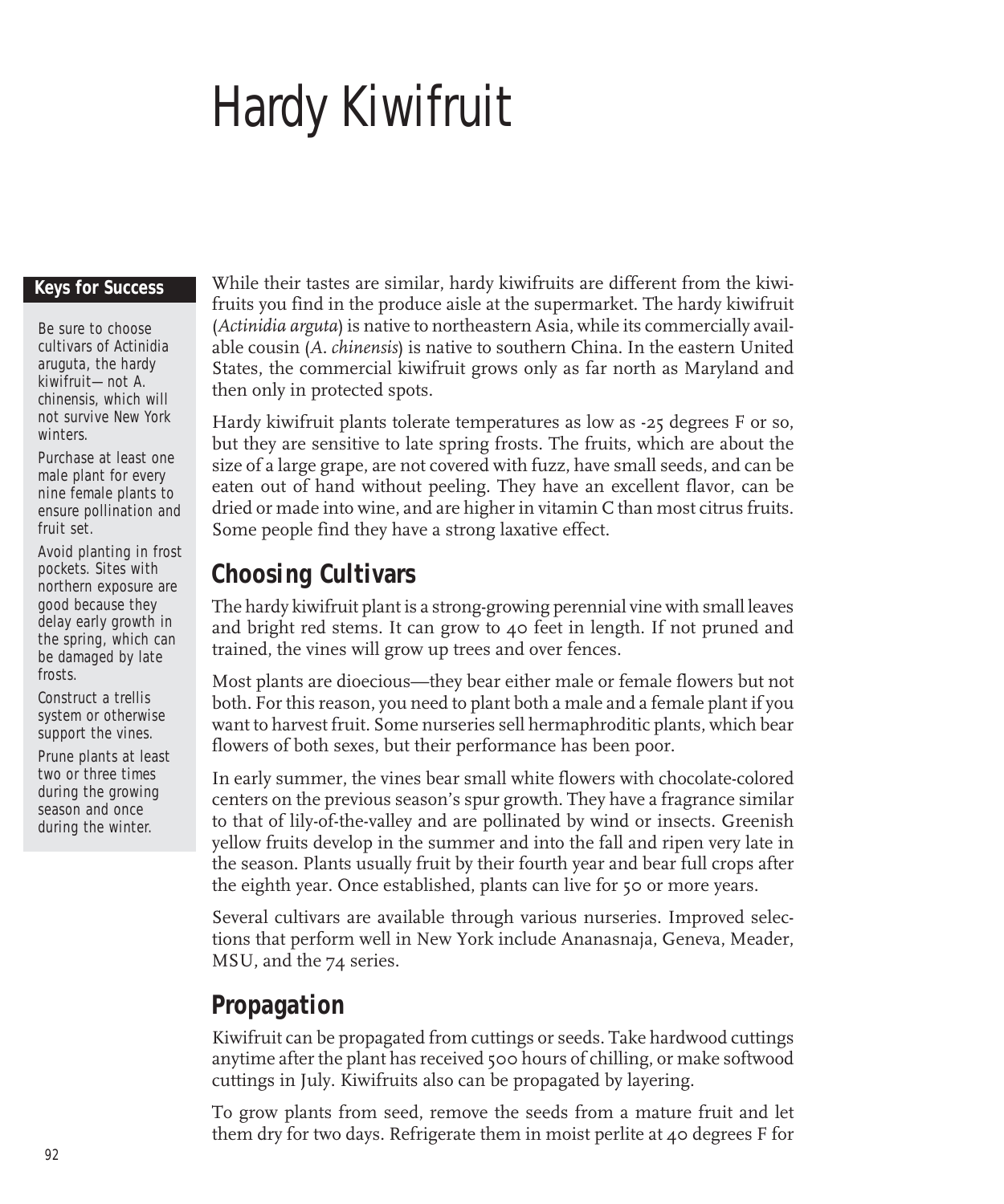# Hardy Kiwifruit

## Keys for Success

Be sure to choose cultivars of Actinidia aruguta, the hardy kiwifruit—not A. chinensis, which will not survive New York winters.

Purchase at least one male plant for every nine female plants to ensure pollination and fruit set.

Avoid planting in frost pockets. Sites with northern exposure are good because they delay early growth in the spring, which can be damaged by late frosts.

Construct a trellis system or otherwise support the vines.

Prune plants at least two or three times during the growing season and once during the winter.

While their tastes are similar, hardy kiwifruits are different from the kiwifruits you find in the produce aisle at the supermarket. The hardy kiwifruit (*Actinidia arguta*) is native to northeastern Asia, while its commercially available cousin (*A. chinensis*) is native to southern China. In the eastern United States, the commercial kiwifruit grows only as far north as Maryland and then only in protected spots.

Hardy kiwifruit plants tolerate temperatures as low as -25 degrees F or so, but they are sensitive to late spring frosts. The fruits, which are about the size of a large grape, are not covered with fuzz, have small seeds, and can be eaten out of hand without peeling. They have an excellent flavor, can be dried or made into wine, and are higher in vitamin C than most citrus fruits. Some people find they have a strong laxative effect.

## Choosing Cultivars

The hardy kiwifruit plant is a strong-growing perennial vine with small leaves and bright red stems. It can grow to 40 feet in length. If not pruned and trained, the vines will grow up trees and over fences.

Most plants are dioecious—they bear either male or female flowers but not both. For this reason, you need to plant both a male and a female plant if you want to harvest fruit. Some nurseries sell hermaphroditic plants, which bear flowers of both sexes, but their performance has been poor.

In early summer, the vines bear small white flowers with chocolate-colored centers on the previous season's spur growth. They have a fragrance similar to that of lily-of-the-valley and are pollinated by wind or insects. Greenish yellow fruits develop in the summer and into the fall and ripen very late in the season. Plants usually fruit by their fourth year and bear full crops after the eighth year. Once established, plants can live for 50 or more years.

Several cultivars are available through various nurseries. Improved selections that perform well in New York include Ananasnaja, Geneva, Meader, MSU, and the 74 series.

## Propagation

Kiwifruit can be propagated from cuttings or seeds. Take hardwood cuttings anytime after the plant has received 500 hours of chilling, or make softwood cuttings in July. Kiwifruits also can be propagated by layering.

To grow plants from seed, remove the seeds from a mature fruit and let them dry for two days. Refrigerate them in moist perlite at 40 degrees F for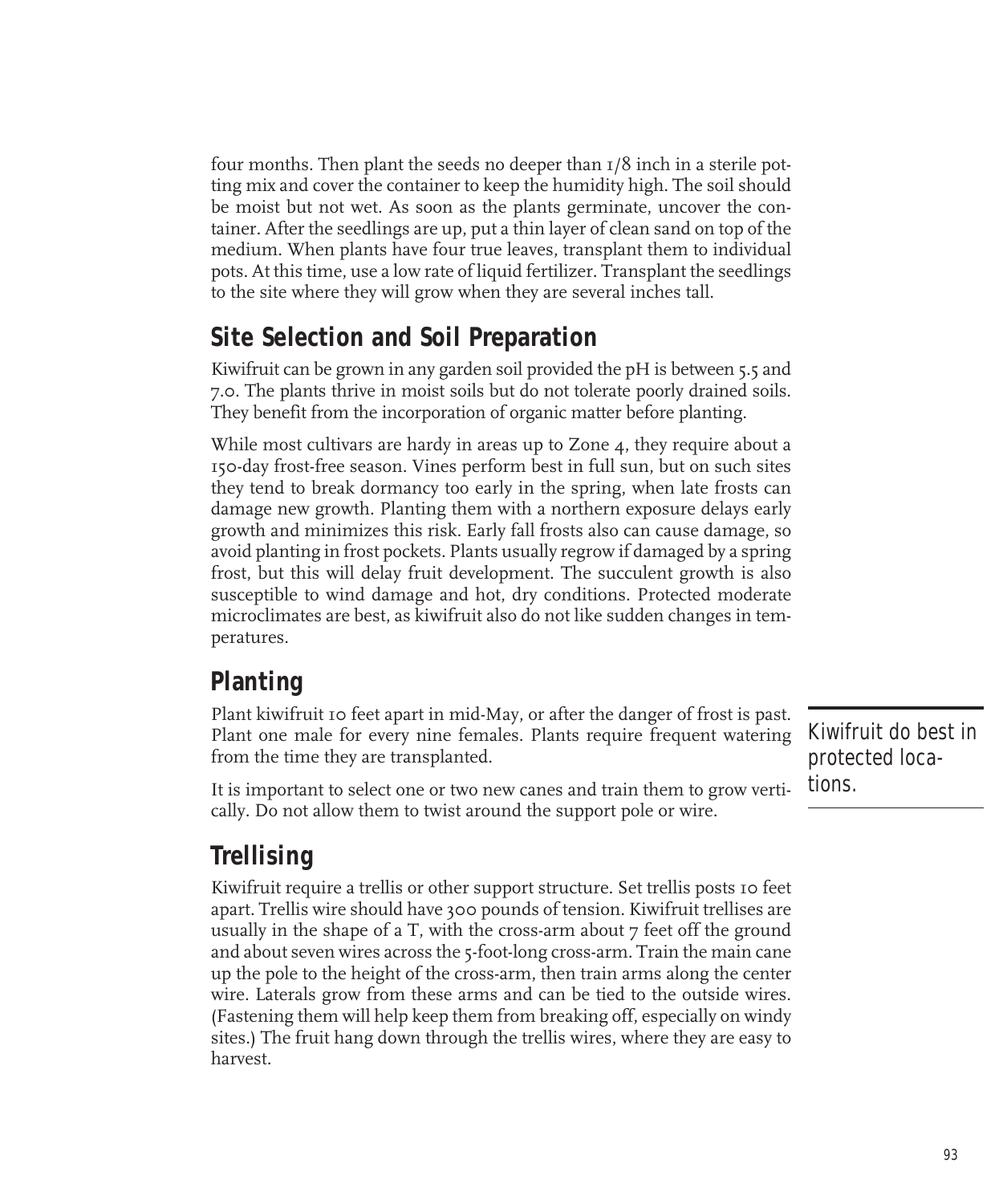four months. Then plant the seeds no deeper than 1/8 inch in a sterile potting mix and cover the container to keep the humidity high. The soil should be moist but not wet. As soon as the plants germinate, uncover the container. After the seedlings are up, put a thin layer of clean sand on top of the medium. When plants have four true leaves, transplant them to individual pots. At this time, use a low rate of liquid fertilizer. Transplant the seedlings to the site where they will grow when they are several inches tall.

## Site Selection and Soil Preparation

Kiwifruit can be grown in any garden soil provided the pH is between 5.5 and 7.0. The plants thrive in moist soils but do not tolerate poorly drained soils. They benefit from the incorporation of organic matter before planting.

While most cultivars are hardy in areas up to Zone 4, they require about a 150-day frost-free season. Vines perform best in full sun, but on such sites they tend to break dormancy too early in the spring, when late frosts can damage new growth. Planting them with a northern exposure delays early growth and minimizes this risk. Early fall frosts also can cause damage, so avoid planting in frost pockets. Plants usually regrow if damaged by a spring frost, but this will delay fruit development. The succulent growth is also susceptible to wind damage and hot, dry conditions. Protected moderate microclimates are best, as kiwifruit also do not like sudden changes in temperatures.

## Planting

Plant kiwifruit 10 feet apart in mid-May, or after the danger of frost is past. Plant one male for every nine females. Plants require frequent watering from the time they are transplanted.

Kiwifruit do best in protected locations.

It is important to select one or two new canes and train them to grow vertically. Do not allow them to twist around the support pole or wire.

## Trellising

Kiwifruit require a trellis or other support structure. Set trellis posts 10 feet apart. Trellis wire should have 300 pounds of tension. Kiwifruit trellises are usually in the shape of a T, with the cross-arm about 7 feet off the ground and about seven wires across the 5-foot-long cross-arm. Train the main cane up the pole to the height of the cross-arm, then train arms along the center wire. Laterals grow from these arms and can be tied to the outside wires. (Fastening them will help keep them from breaking off, especially on windy sites.) The fruit hang down through the trellis wires, where they are easy to harvest.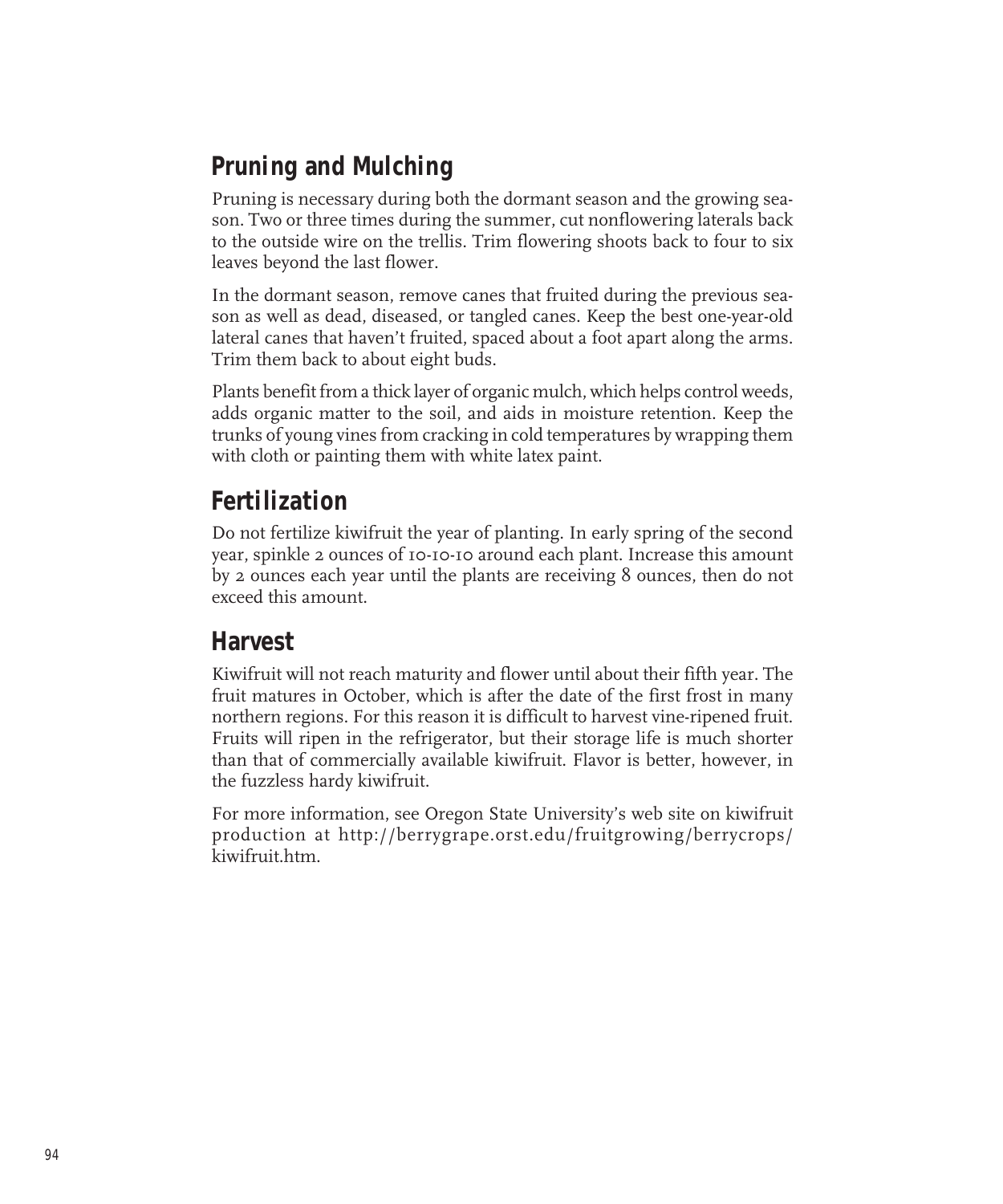## Pruning and Mulching

Pruning is necessary during both the dormant season and the growing season. Two or three times during the summer, cut nonflowering laterals back to the outside wire on the trellis. Trim flowering shoots back to four to six leaves beyond the last flower.

In the dormant season, remove canes that fruited during the previous season as well as dead, diseased, or tangled canes. Keep the best one-year-old lateral canes that haven't fruited, spaced about a foot apart along the arms. Trim them back to about eight buds.

Plants benefit from a thick layer of organic mulch, which helps control weeds, adds organic matter to the soil, and aids in moisture retention. Keep the trunks of young vines from cracking in cold temperatures by wrapping them with cloth or painting them with white latex paint.

## Fertilization

Do not fertilize kiwifruit the year of planting. In early spring of the second year, spinkle 2 ounces of 10-10-10 around each plant. Increase this amount by 2 ounces each year until the plants are receiving 8 ounces, then do not exceed this amount.

## Harvest

Kiwifruit will not reach maturity and flower until about their fifth year. The fruit matures in October, which is after the date of the first frost in many northern regions. For this reason it is difficult to harvest vine-ripened fruit. Fruits will ripen in the refrigerator, but their storage life is much shorter than that of commercially available kiwifruit. Flavor is better, however, in the fuzzless hardy kiwifruit.

For more information, see Oregon State University's web site on kiwifruit production at http://berrygrape.orst.edu/fruitgrowing/berrycrops/kiwifruit.htm.